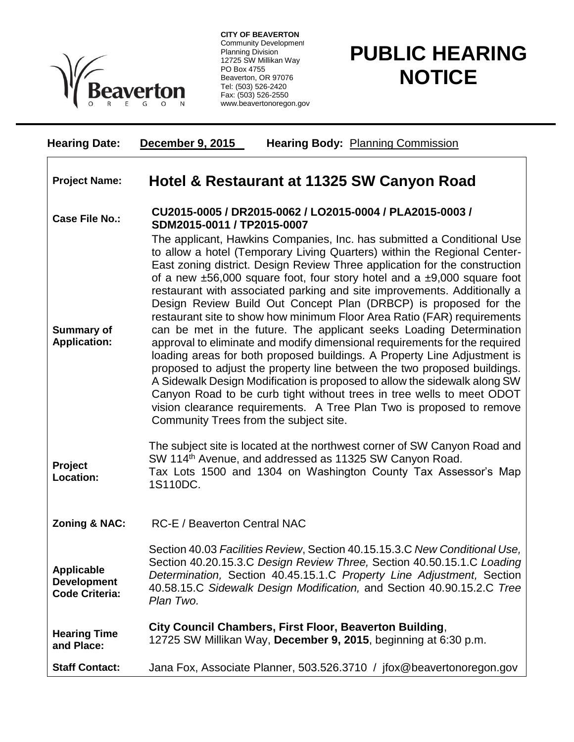**CITY OF BEAVERTON**
Community Development
Planning Division
12725 SW Millikan Way
PO Box 4755
Beaverton, OR 97076
Tel: (503) 526-2420
Fax: (503) 526-2550
www.beavertonoregon.gov

# PUBLIC HEARING NOTICE

**Hearing Date:** **December 9, 2015** **Hearing Body:** Planning Commission

| | |
|---|---|
| **Project Name:** | **Hotel & Restaurant at 11325 SW Canyon Road** |
| **Case File No.:** | **CU2015-0005 / DR2015-0062 / LO2015-0004 / PLA2015-0003 / SDM2015-0011 / TP2015-0007** |
| **Summary of Application:** | The applicant, Hawkins Companies, Inc. has submitted a Conditional Use to allow a hotel (Temporary Living Quarters) within the Regional Center-East zoning district. Design Review Three application for the construction of a new ±56,000 square foot, four story hotel and a ±9,000 square foot restaurant with associated parking and site improvements. Additionally a Design Review Build Out Concept Plan (DRBCP) is proposed for the restaurant site to show how minimum Floor Area Ratio (FAR) requirements can be met in the future. The applicant seeks Loading Determination approval to eliminate and modify dimensional requirements for the required loading areas for both proposed buildings. A Property Line Adjustment is proposed to adjust the property line between the two proposed buildings. A Sidewalk Design Modification is proposed to allow the sidewalk along SW Canyon Road to be curb tight without trees in tree wells to meet ODOT vision clearance requirements. A Tree Plan Two is proposed to remove Community Trees from the subject site. |
| **Project Location:** | The subject site is located at the northwest corner of SW Canyon Road and SW 114th Avenue, and addressed as 11325 SW Canyon Road. Tax Lots 1500 and 1304 on Washington County Tax Assessor's Map 1S110DC. |
| **Zoning & NAC:** | RC-E / Beaverton Central NAC |
| **Applicable Development Code Criteria:** | Section 40.03 *Facilities Review*, Section 40.15.15.3.C *New Conditional Use,* Section 40.20.15.3.C *Design Review Three,* Section 40.50.15.1.C *Loading Determination,* Section 40.45.15.1.C *Property Line Adjustment,* Section 40.58.15.C *Sidewalk Design Modification,* and Section 40.90.15.2.C *Tree Plan Two.* |
| **Hearing Time and Place:** | **City Council Chambers, First Floor, Beaverton Building**, 12725 SW Millikan Way, **December 9, 2015**, beginning at 6:30 p.m. |
| **Staff Contact:** | Jana Fox, Associate Planner, 503.526.3710 / jfox@beavertonoregon.gov |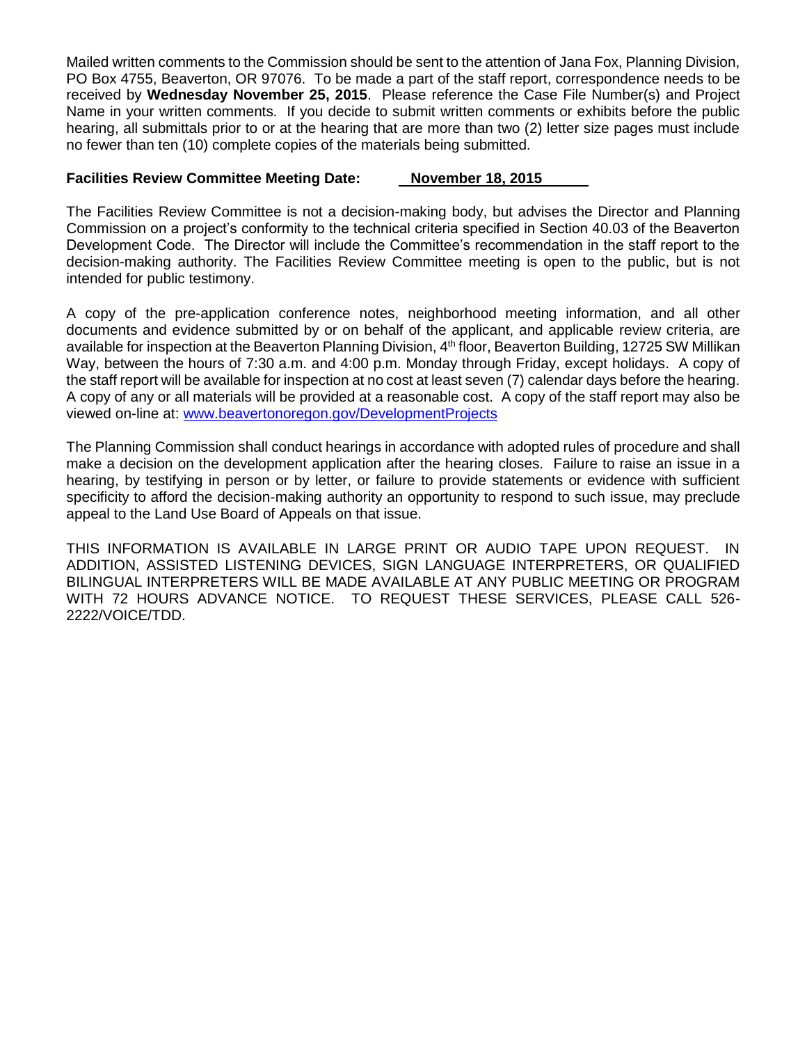Mailed written comments to the Commission should be sent to the attention of Jana Fox, Planning Division, PO Box 4755, Beaverton, OR 97076. To be made a part of the staff report, correspondence needs to be received by **Wednesday November 25, 2015**. Please reference the Case File Number(s) and Project Name in your written comments. If you decide to submit written comments or exhibits before the public hearing, all submittals prior to or at the hearing that are more than two (2) letter size pages must include no fewer than ten (10) complete copies of the materials being submitted.

**Facilities Review Committee Meeting Date: November 18, 2015**

The Facilities Review Committee is not a decision-making body, but advises the Director and Planning Commission on a project's conformity to the technical criteria specified in Section 40.03 of the Beaverton Development Code. The Director will include the Committee's recommendation in the staff report to the decision-making authority. The Facilities Review Committee meeting is open to the public, but is not intended for public testimony.

A copy of the pre-application conference notes, neighborhood meeting information, and all other documents and evidence submitted by or on behalf of the applicant, and applicable review criteria, are available for inspection at the Beaverton Planning Division, 4th floor, Beaverton Building, 12725 SW Millikan Way, between the hours of 7:30 a.m. and 4:00 p.m. Monday through Friday, except holidays. A copy of the staff report will be available for inspection at no cost at least seven (7) calendar days before the hearing. A copy of any or all materials will be provided at a reasonable cost. A copy of the staff report may also be viewed on-line at: www.beavertonoregon.gov/DevelopmentProjects

The Planning Commission shall conduct hearings in accordance with adopted rules of procedure and shall make a decision on the development application after the hearing closes. Failure to raise an issue in a hearing, by testifying in person or by letter, or failure to provide statements or evidence with sufficient specificity to afford the decision-making authority an opportunity to respond to such issue, may preclude appeal to the Land Use Board of Appeals on that issue.

THIS INFORMATION IS AVAILABLE IN LARGE PRINT OR AUDIO TAPE UPON REQUEST. IN ADDITION, ASSISTED LISTENING DEVICES, SIGN LANGUAGE INTERPRETERS, OR QUALIFIED BILINGUAL INTERPRETERS WILL BE MADE AVAILABLE AT ANY PUBLIC MEETING OR PROGRAM WITH 72 HOURS ADVANCE NOTICE. TO REQUEST THESE SERVICES, PLEASE CALL 526-2222/VOICE/TDD.